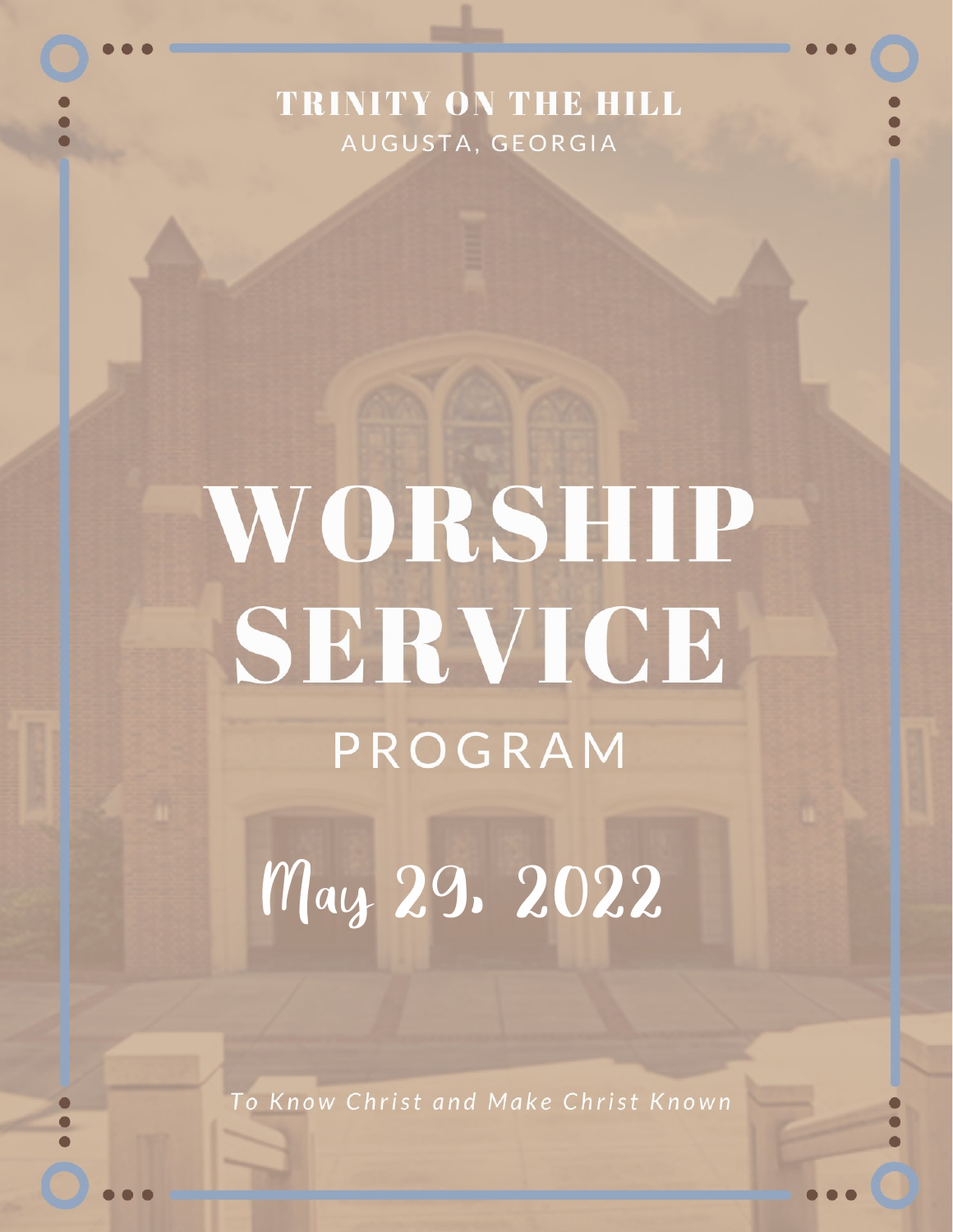TRINITY ON THE HILL

AUGUSTA, GEORGIA

# WORSHIP SERVICE

PROGRAM

May 29, 2022

*To Know Christ and Make Christ Known*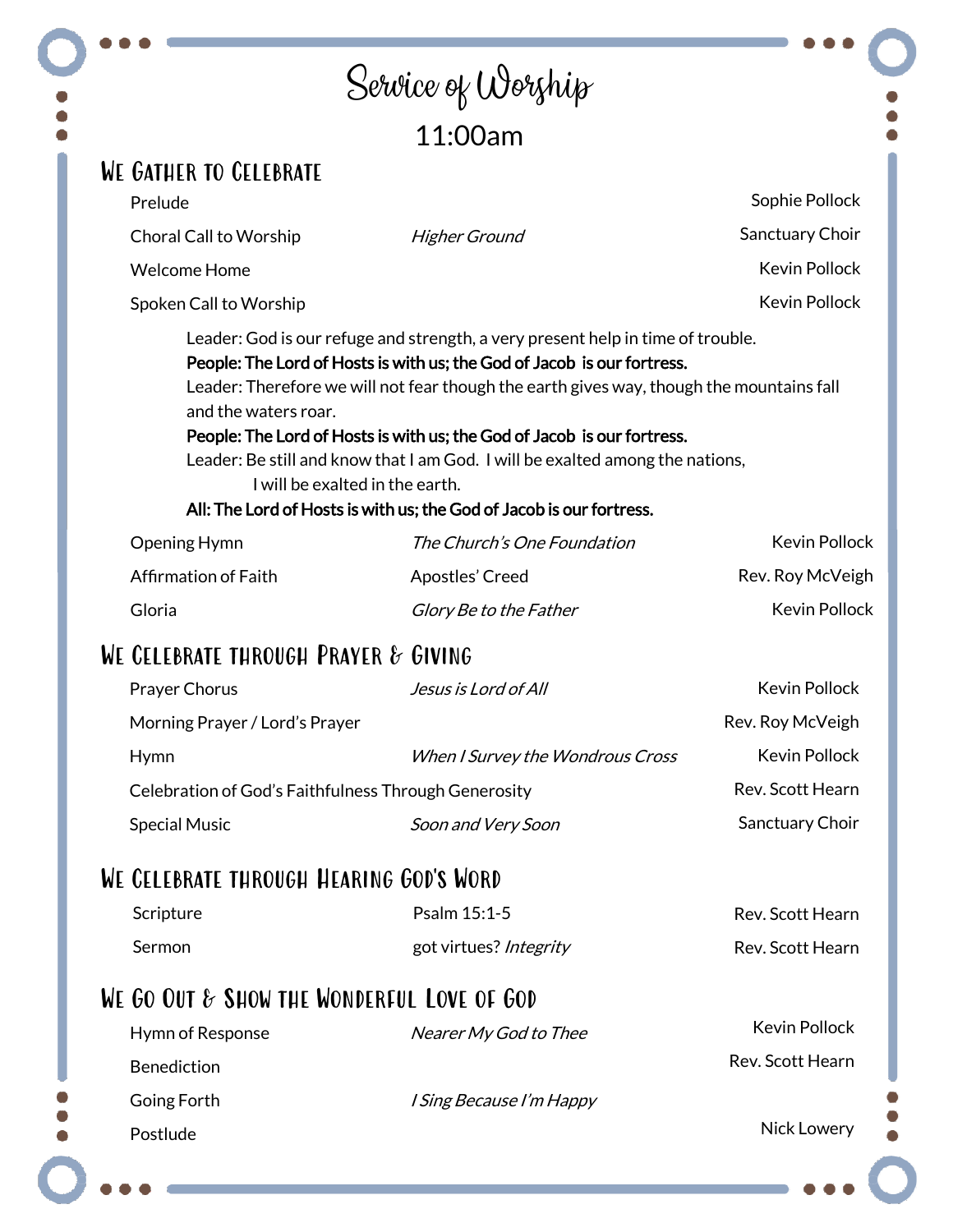# Service of Worship

11:00am

## We Gather to Celebrate

| | | |
|---|---|---|
| Prelude | | Sophie Pollock |
| Choral Call to Worship | *Higher Ground* | Sanctuary Choir |
| Welcome Home | | Kevin Pollock |
| Spoken Call to Worship | | Kevin Pollock |

Leader: God is our refuge and strength, a very present help in time of trouble.
**People: The Lord of Hosts is with us; the God of Jacob is our fortress.**
Leader: Therefore we will not fear though the earth gives way, though the mountains fall and the waters roar.
**People: The Lord of Hosts is with us; the God of Jacob is our fortress.**
Leader: Be still and know that I am God. I will be exalted among the nations,
I will be exalted in the earth.
**All: The Lord of Hosts is with us; the God of Jacob is our fortress.**

| | | |
|---|---|---|
| Opening Hymn | *The Church's One Foundation* | Kevin Pollock |
| Affirmation of Faith | Apostles' Creed | Rev. Roy McVeigh |
| Gloria | *Glory Be to the Father* | Kevin Pollock |

## We Celebrate through Prayer & Giving

| | | |
|---|---|---|
| Prayer Chorus | *Jesus is Lord of All* | Kevin Pollock |
| Morning Prayer / Lord's Prayer | | Rev. Roy McVeigh |
| Hymn | *When I Survey the Wondrous Cross* | Kevin Pollock |
| Celebration of God's Faithfulness Through Generosity | | Rev. Scott Hearn |
| Special Music | *Soon and Very Soon* | Sanctuary Choir |

## We Celebrate through Hearing God's Word

| | | |
|---|---|---|
| Scripture | Psalm 15:1-5 | Rev. Scott Hearn |
| Sermon | got virtues? *Integrity* | Rev. Scott Hearn |

## We Go Out & Show the Wonderful Love of God

| | | |
|---|---|---|
| Hymn of Response | *Nearer My God to Thee* | Kevin Pollock |
| Benediction | | Rev. Scott Hearn |
| Going Forth | *I Sing Because I'm Happy* | |
| Postlude | | Nick Lowery |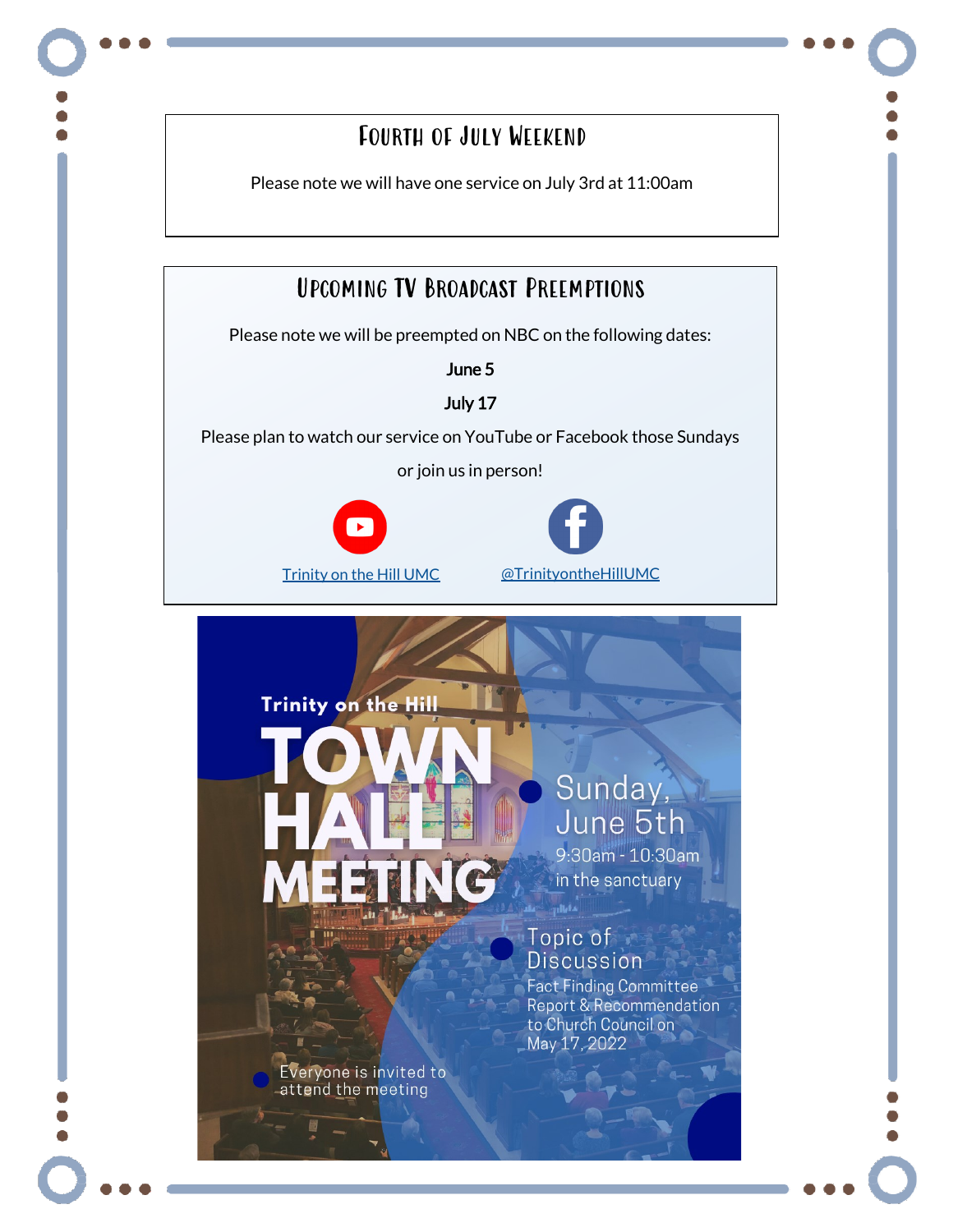## Fourth of July Weekend

Please note we will have one service on July 3rd at 11:00am

## Upcoming TV Broadcast Preemptions

Please note we will be preempted on NBC on the following dates:

**June 5**

**July 17**

Please plan to watch our service on YouTube or Facebook those Sundays

or join us in person!

Trinity on the Hill UMC

@TrinityontheHillUMC

Trinity on the Hill

# TOWN HALL MEETING

Sunday, June 5th

9:30am - 10:30am

in the sanctuary

Topic of Discussion

Fact Finding Committee Report & Recommendation to Church Council on May 17, 2022

Everyone is invited to attend the meeting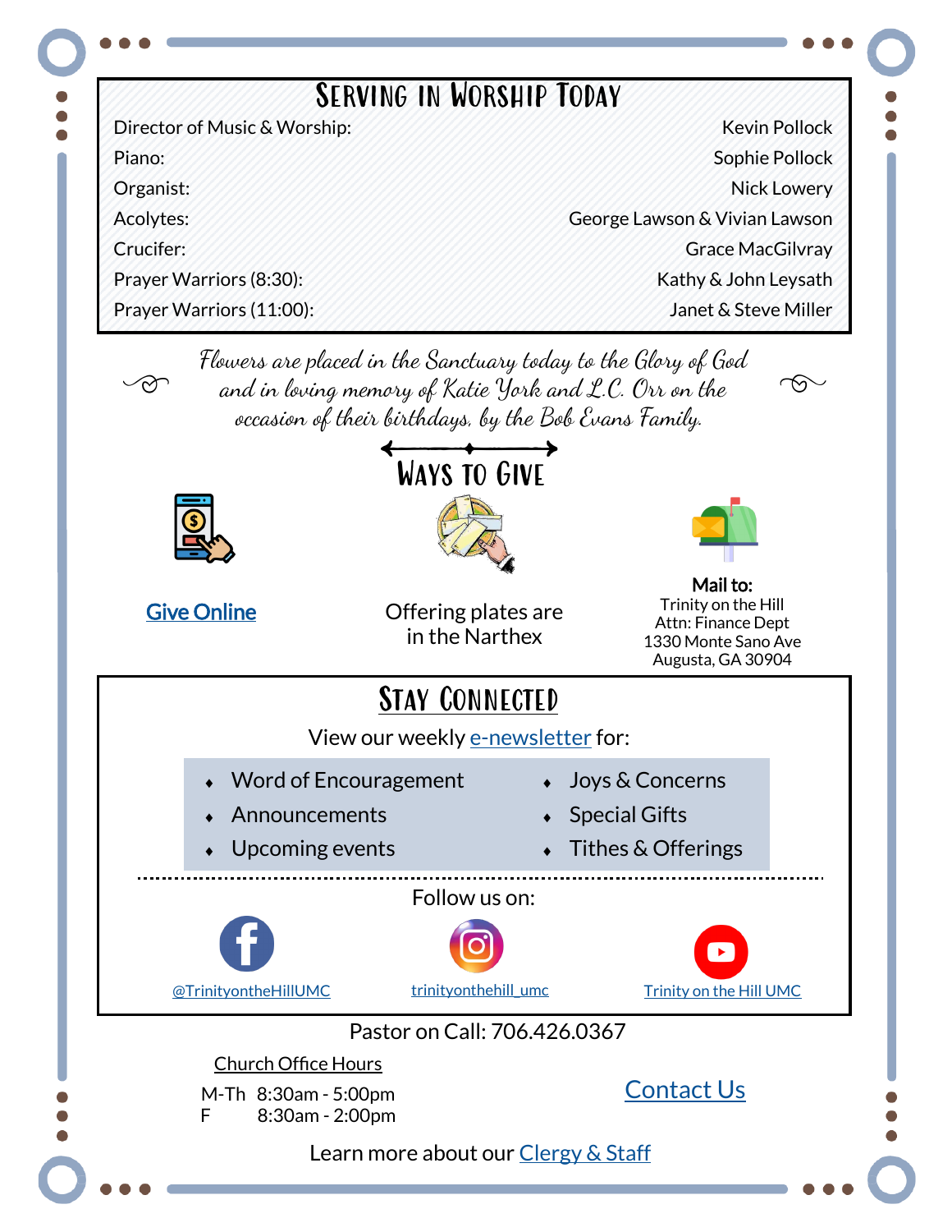## Serving in Worship Today

| | |
|---|---|
| Director of Music & Worship: | Kevin Pollock |
| Piano: | Sophie Pollock |
| Organist: | Nick Lowery |
| Acolytes: | George Lawson & Vivian Lawson |
| Crucifer: | Grace MacGilvray |
| Prayer Warriors (8:30): | Kathy & John Leysath |
| Prayer Warriors (11:00): | Janet & Steve Miller |

*Flowers are placed in the Sanctuary today to the Glory of God and in loving memory of Katie York and L.C. Orr on the occasion of their birthdays, by the Bob Evans Family.*

## Ways to Give

Give Online

Offering plates are in the Narthex

**Mail to:**
Trinity on the Hill
Attn: Finance Dept
1330 Monte Sano Ave
Augusta, GA 30904

## Stay Connected

View our weekly e-newsletter for:

- Word of Encouragement
- Announcements
- Upcoming events
- Joys & Concerns
- Special Gifts
- Tithes & Offerings

Follow us on:

@TrinityontheHillUMC

trinityonthehill_umc

Trinity on the Hill UMC

Pastor on Call: 706.426.0367

Church Office Hours

M-Th 8:30am - 5:00pm
F 8:30am - 2:00pm

Contact Us

Learn more about our Clergy & Staff